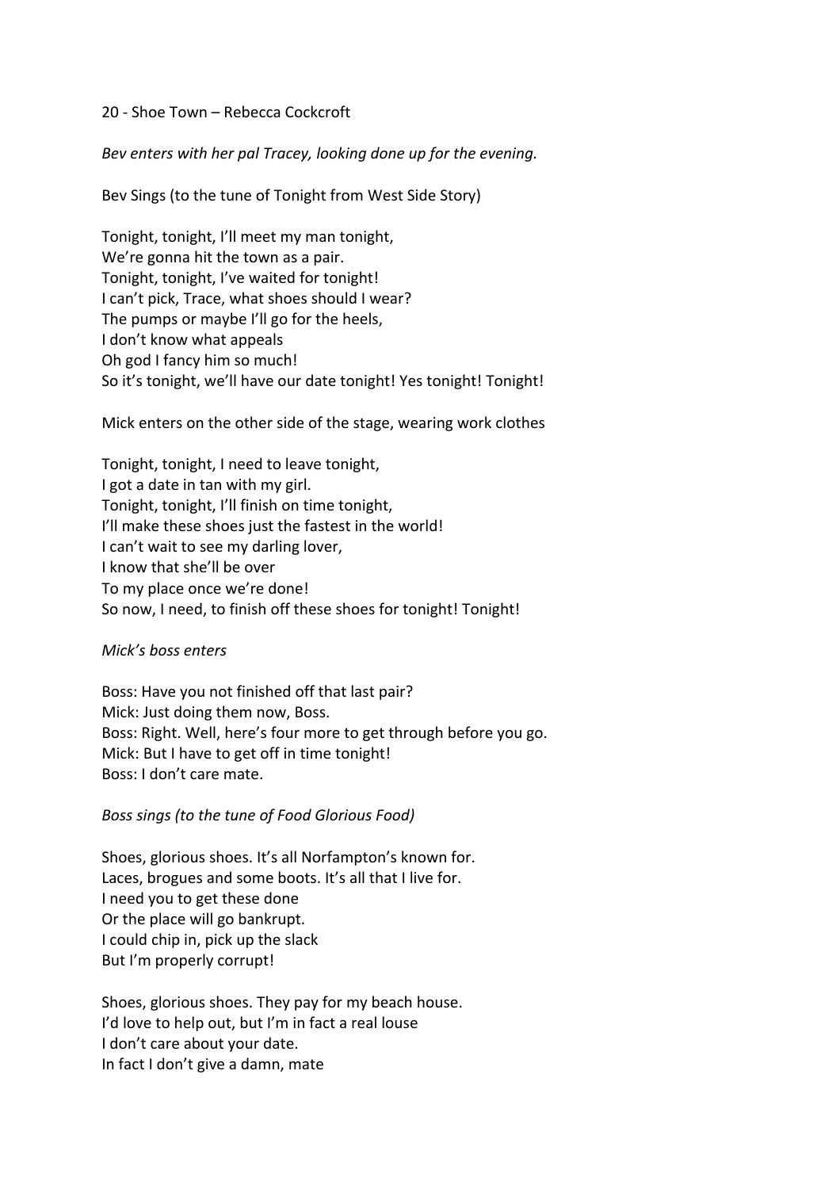20 - Shoe Town – Rebecca Cockcroft

*Bev enters with her pal Tracey, looking done up for the evening.*

Bev Sings (to the tune of Tonight from West Side Story)

Tonight, tonight, I'll meet my man tonight,
We're gonna hit the town as a pair.
Tonight, tonight, I've waited for tonight!
I can't pick, Trace, what shoes should I wear?
The pumps or maybe I'll go for the heels,
I don't know what appeals
Oh god I fancy him so much!
So it's tonight, we'll have our date tonight! Yes tonight! Tonight!

Mick enters on the other side of the stage, wearing work clothes

Tonight, tonight, I need to leave tonight,
I got a date in tan with my girl.
Tonight, tonight, I'll finish on time tonight,
I'll make these shoes just the fastest in the world!
I can't wait to see my darling lover,
I know that she'll be over
To my place once we're done!
So now, I need, to finish off these shoes for tonight! Tonight!

*Mick's boss enters*

Boss: Have you not finished off that last pair?
Mick: Just doing them now, Boss.
Boss: Right. Well, here's four more to get through before you go.
Mick: But I have to get off in time tonight!
Boss: I don't care mate.

*Boss sings (to the tune of Food Glorious Food)*

Shoes, glorious shoes. It's all Norfampton's known for.
Laces, brogues and some boots. It's all that I live for.
I need you to get these done
Or the place will go bankrupt.
I could chip in, pick up the slack
But I'm properly corrupt!

Shoes, glorious shoes. They pay for my beach house.
I'd love to help out, but I'm in fact a real louse
I don't care about your date.
In fact I don't give a damn, mate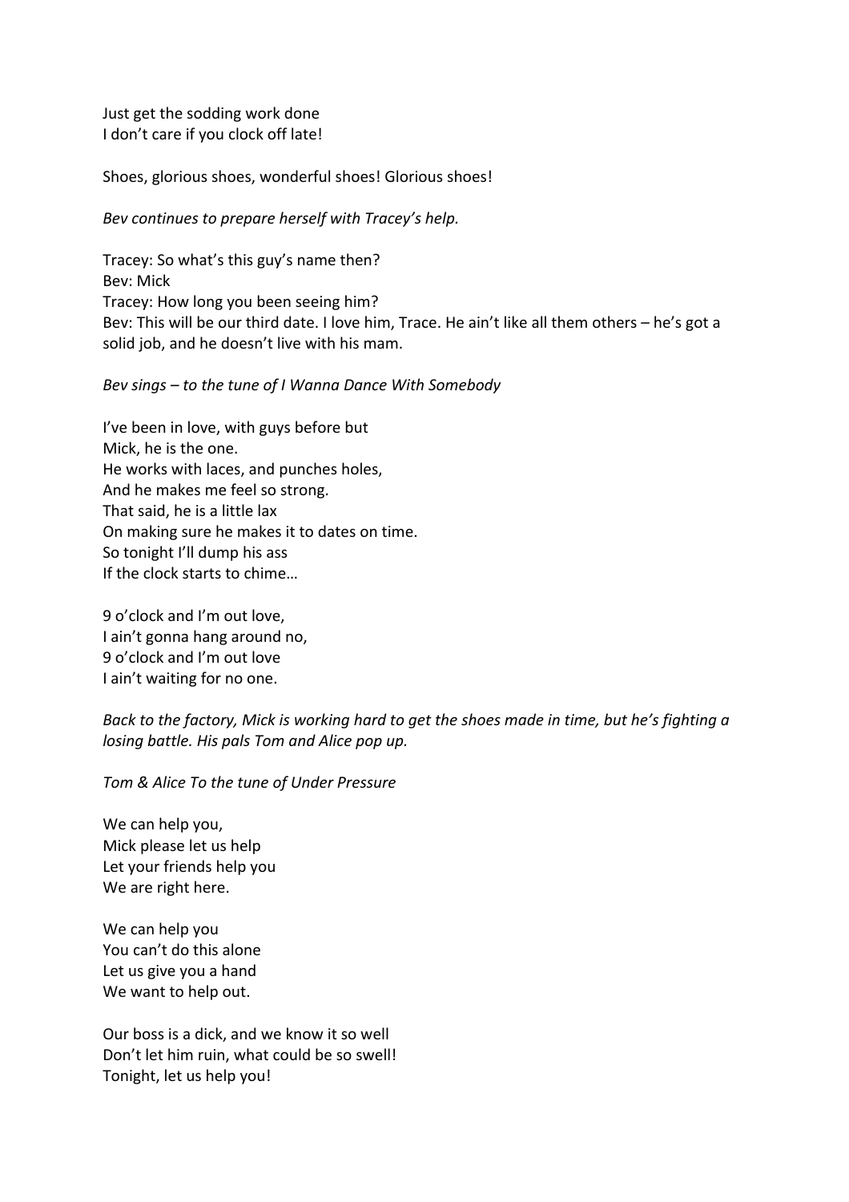Just get the sodding work done
I don't care if you clock off late!

Shoes, glorious shoes, wonderful shoes! Glorious shoes!

*Bev continues to prepare herself with Tracey's help.*

Tracey: So what's this guy's name then?
Bev: Mick
Tracey: How long you been seeing him?
Bev: This will be our third date. I love him, Trace. He ain't like all them others – he's got a solid job, and he doesn't live with his mam.

*Bev sings – to the tune of I Wanna Dance With Somebody*

I've been in love, with guys before but
Mick, he is the one.
He works with laces, and punches holes,
And he makes me feel so strong.
That said, he is a little lax
On making sure he makes it to dates on time.
So tonight I'll dump his ass
If the clock starts to chime…

9 o'clock and I'm out love,
I ain't gonna hang around no,
9 o'clock and I'm out love
I ain't waiting for no one.

*Back to the factory, Mick is working hard to get the shoes made in time, but he's fighting a losing battle. His pals Tom and Alice pop up.*

*Tom & Alice To the tune of Under Pressure*

We can help you,
Mick please let us help
Let your friends help you
We are right here.

We can help you
You can't do this alone
Let us give you a hand
We want to help out.

Our boss is a dick, and we know it so well
Don't let him ruin, what could be so swell!
Tonight, let us help you!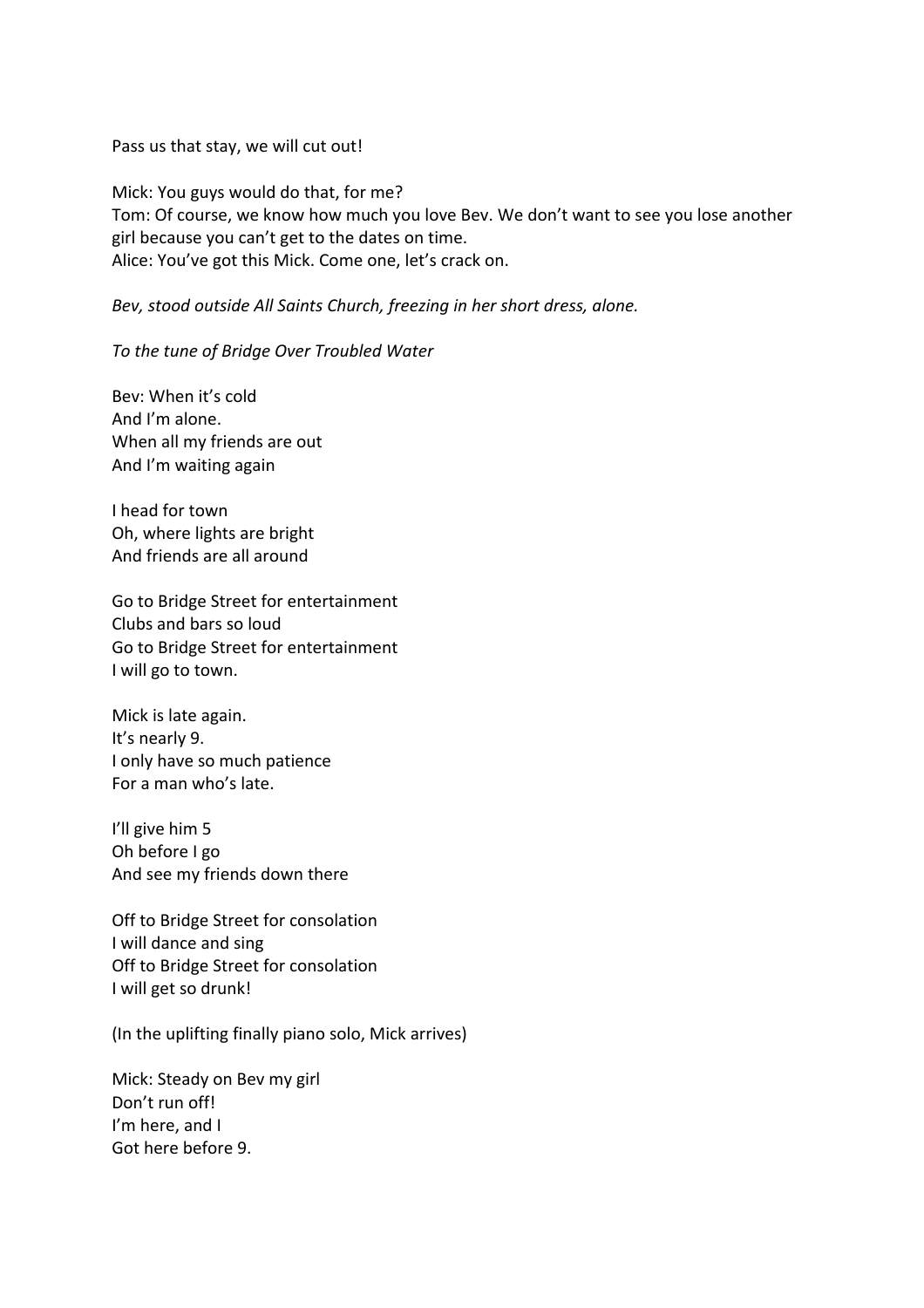Pass us that stay, we will cut out!

Mick: You guys would do that, for me?  
Tom: Of course, we know how much you love Bev. We don't want to see you lose another girl because you can't get to the dates on time.  
Alice: You've got this Mick. Come one, let's crack on.

*Bev, stood outside All Saints Church, freezing in her short dress, alone.*

*To the tune of Bridge Over Troubled Water*

Bev: When it's cold  
And I'm alone.  
When all my friends are out  
And I'm waiting again

I head for town  
Oh, where lights are bright  
And friends are all around

Go to Bridge Street for entertainment  
Clubs and bars so loud  
Go to Bridge Street for entertainment  
I will go to town.

Mick is late again.  
It's nearly 9.  
I only have so much patience  
For a man who's late.

I'll give him 5  
Oh before I go  
And see my friends down there

Off to Bridge Street for consolation  
I will dance and sing  
Off to Bridge Street for consolation  
I will get so drunk!

(In the uplifting finally piano solo, Mick arrives)

Mick: Steady on Bev my girl  
Don't run off!  
I'm here, and I  
Got here before 9.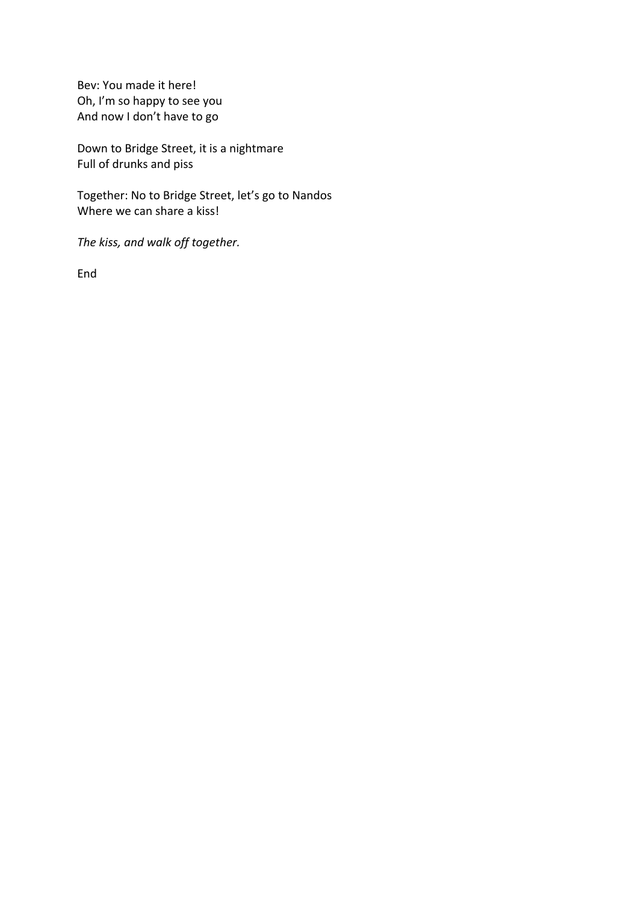Bev: You made it here!
Oh, I'm so happy to see you
And now I don't have to go

Down to Bridge Street, it is a nightmare
Full of drunks and piss

Together: No to Bridge Street, let's go to Nandos
Where we can share a kiss!

*The kiss, and walk off together.*

End